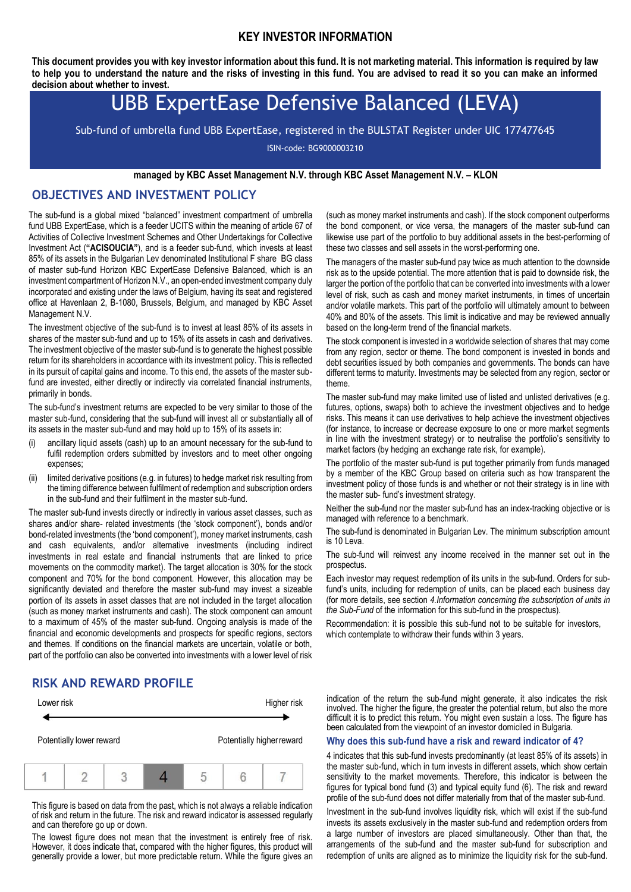# KEY INVESTOR INFORMATION

**This document provides you with key investor information about this fund. It is not marketing material. This information is required by law to help you to understand the nature and the risks of investing in this fund. You are advised to read it so you can make an informed decision about whether to invest.**

# UBB ExpertEase Defensive Balanced (LEVA)

Sub-fund of umbrella fund UBB ExpertEase, registered in the BULSTAT Register under UIC 177477645

ISIN-code: BG9000003210

**managed by KBC Asset Management N.V. through KBC Asset Management N.V. – KLON**

## OBJECTIVES AND INVESTMENT POLICY

The sub-fund is a global mixed "balanced" investment compartment of umbrella fund UBB ExpertEase, which is a feeder UCITS within the meaning of article 67 of Activities of Collective Investment Schemes and Other Undertakings for Collective Investment Act (**"ACISOUCIA"**), and is a feeder sub-fund, which invests at least 85% of its assets in the Bulgarian Lev denominated Institutional F share BG class of master sub-fund Horizon KBC ExpertEase Defensive Balanced, which is an investment compartment of Horizon N.V., an open-ended investment company duly incorporated and existing under the laws of Belgium, having its seat and registered office at Havenlaan 2, B-1080, Brussels, Belgium, and managed by KBC Asset Management N.V.

The investment objective of the sub-fund is to invest at least 85% of its assets in shares of the master sub-fund and up to 15% of its assets in cash and derivatives. The investment objective of the master sub-fund is to generate the highest possible return for its shareholders in accordance with its investment policy. This is reflected in its pursuit of capital gains and income. To this end, the assets of the master sub-fund are invested, either directly or indirectly via correlated financial instruments, primarily in bonds.

The sub-fund's investment returns are expected to be very similar to those of the master sub-fund, considering that the sub-fund will invest all or substantially all of its assets in the master sub-fund and may hold up to 15% of its assets in:

(i) ancillary liquid assets (cash) up to an amount necessary for the sub-fund to fulfil redemption orders submitted by investors and to meet other ongoing expenses;

(ii) limited derivative positions (e.g. in futures) to hedge market risk resulting from the timing difference between fulfilment of redemption and subscription orders in the sub-fund and their fulfilment in the master sub-fund.

The master sub-fund invests directly or indirectly in various asset classes, such as shares and/or share- related investments (the 'stock component'), bonds and/or bond-related investments (the 'bond component'), money market instruments, cash and cash equivalents, and/or alternative investments (including indirect investments in real estate and financial instruments that are linked to price movements on the commodity market). The target allocation is 30% for the stock component and 70% for the bond component. However, this allocation may be significantly deviated and therefore the master sub-fund may invest a sizeable portion of its assets in asset classes that are not included in the target allocation (such as money market instruments and cash). The stock component can amount to a maximum of 45% of the master sub-fund. Ongoing analysis is made of the financial and economic developments and prospects for specific regions, sectors and themes. If conditions on the financial markets are uncertain, volatile or both, part of the portfolio can also be converted into investments with a lower level of risk (such as money market instruments and cash). If the stock component outperforms the bond component, or vice versa, the managers of the master sub-fund can likewise use part of the portfolio to buy additional assets in the best-performing of these two classes and sell assets in the worst-performing one.

The managers of the master sub-fund pay twice as much attention to the downside risk as to the upside potential. The more attention that is paid to downside risk, the larger the portion of the portfolio that can be converted into investments with a lower level of risk, such as cash and money market instruments, in times of uncertain and/or volatile markets. This part of the portfolio will ultimately amount to between 40% and 80% of the assets. This limit is indicative and may be reviewed annually based on the long-term trend of the financial markets.

The stock component is invested in a worldwide selection of shares that may come from any region, sector or theme. The bond component is invested in bonds and debt securities issued by both companies and governments. The bonds can have different terms to maturity. Investments may be selected from any region, sector or theme.

The master sub-fund may make limited use of listed and unlisted derivatives (e.g. futures, options, swaps) both to achieve the investment objectives and to hedge risks. This means it can use derivatives to help achieve the investment objectives (for instance, to increase or decrease exposure to one or more market segments in line with the investment strategy) or to neutralise the portfolio's sensitivity to market factors (by hedging an exchange rate risk, for example).

The portfolio of the master sub-fund is put together primarily from funds managed by a member of the KBC Group based on criteria such as how transparent the investment policy of those funds is and whether or not their strategy is in line with the master sub- fund's investment strategy.

Neither the sub-fund nor the master sub-fund has an index-tracking objective or is managed with reference to a benchmark.

The sub-fund is denominated in Bulgarian Lev. The minimum subscription amount is 10 Leva.

The sub-fund will reinvest any income received in the manner set out in the prospectus.

Each investor may request redemption of its units in the sub-fund. Orders for sub-fund's units, including for redemption of units, can be placed each business day (for more details, see section *4.Information concerning the subscription of units in the Sub-Fund* of the information for this sub-fund in the prospectus).

Recommendation: it is possible this sub-fund not to be suitable for investors, which contemplate to withdraw their funds within 3 years.

## RISK AND REWARD PROFILE

Lower risk ← → Higher risk

Potentially lower reward — Potentially higher reward

| 1 | 2 | 3 | **4** | 5 | 6 | 7 |
|---|---|---|---|---|---|---|

This figure is based on data from the past, which is not always a reliable indication of risk and return in the future. The risk and reward indicator is assessed regularly and can therefore go up or down.

The lowest figure does not mean that the investment is entirely free of risk. However, it does indicate that, compared with the higher figures, this product will generally provide a lower, but more predictable return. While the figure gives an indication of the return the sub-fund might generate, it also indicates the risk involved. The higher the figure, the greater the potential return, but also the more difficult it is to predict this return. You might even sustain a loss. The figure has been calculated from the viewpoint of an investor domiciled in Bulgaria.

### Why does this sub-fund have a risk and reward indicator of 4?

4 indicates that this sub-fund invests predominantly (at least 85% of its assets) in the master sub-fund, which in turn invests in different assets, which show certain sensitivity to the market movements. Therefore, this indicator is between the figures for typical bond fund (3) and typical equity fund (6). The risk and reward profile of the sub-fund does not differ materially from that of the master sub-fund.

Investment in the sub-fund involves liquidity risk, which will exist if the sub-fund invests its assets exclusively in the master sub-fund and redemption orders from a large number of investors are placed simultaneously. Other than that, the arrangements of the sub-fund and the master sub-fund for subscription and redemption of units are aligned as to minimize the liquidity risk for the sub-fund.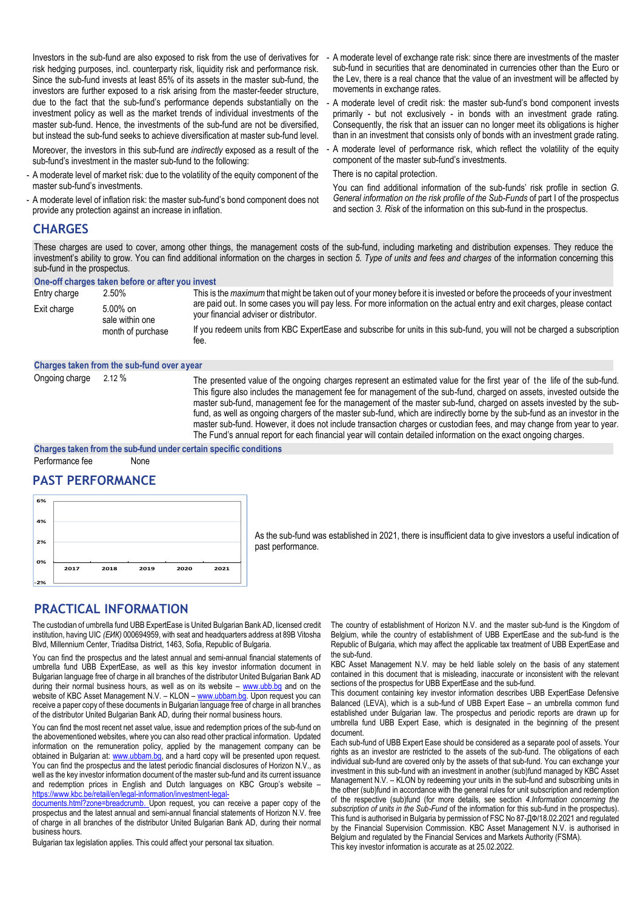Investors in the sub-fund are also exposed to risk from the use of derivatives for risk hedging purposes, incl. counterparty risk, liquidity risk and performance risk. Since the sub-fund invests at least 85% of its assets in the master sub-fund, the investors are further exposed to a risk arising from the master-feeder structure, due to the fact that the sub-fund's performance depends substantially on the investment policy as well as the market trends of individual investments of the master sub-fund. Hence, the investments of the sub-fund are not be diversified, but instead the sub-fund seeks to achieve diversification at master sub-fund level.

Moreover, the investors in this sub-fund are *indirectly* exposed as a result of the sub-fund's investment in the master sub-fund to the following:

- A moderate level of market risk: due to the volatility of the equity component of the master sub-fund's investments.
- A moderate level of inflation risk: the master sub-fund's bond component does not provide any protection against an increase in inflation.
- A moderate level of exchange rate risk: since there are investments of the master sub-fund in securities that are denominated in currencies other than the Euro or the Lev, there is a real chance that the value of an investment will be affected by movements in exchange rates.
- A moderate level of credit risk: the master sub-fund's bond component invests primarily - but not exclusively - in bonds with an investment grade rating. Consequently, the risk that an issuer can no longer meet its obligations is higher than in an investment that consists only of bonds with an investment grade rating.
- A moderate level of performance risk, which reflect the volatility of the equity component of the master sub-fund's investments.

There is no capital protection.

You can find additional information of the sub-funds' risk profile in section *G. General information on the risk profile of the Sub-Funds* of part I of the prospectus and section *3. Risk* of the information on this sub-fund in the prospectus.

## CHARGES

These charges are used to cover, among other things, the management costs of the sub-fund, including marketing and distribution expenses. They reduce the investment's ability to grow. You can find additional information on the charges in section *5. Type of units and fees and charges* of the information concerning this sub-fund in the prospectus.

**One-off charges taken before or after you invest**

| | | |
|---|---|---|
| Entry charge | 2.50% | This is the *maximum* that might be taken out of your money before it is invested or before the proceeds of your investment are paid out. In some cases you will pay less. For more information on the actual entry and exit charges, please contact your financial adviser or distributor. |
| Exit charge | 5.00% on sale within one month of purchase | If you redeem units from KBC ExpertEase and subscribe for units in this sub-fund, you will not be charged a subscription fee. |

**Charges taken from the sub-fund over a year**

| | | |
|---|---|---|
| Ongoing charge | 2.12 % | The presented value of the ongoing charges represent an estimated value for the first year of the life of the sub-fund. This figure also includes the management fee for management of the sub-fund, charged on assets, invested outside the master sub-fund, management fee for the management of the master sub-fund, charged on assets invested by the sub-fund, as well as ongoing chargers of the master sub-fund, which are indirectly borne by the sub-fund as an investor in the master sub-fund. However, it does not include transaction charges or custodian fees, and may change from year to year. The Fund's annual report for each financial year will contain detailed information on the exact ongoing charges. |

**Charges taken from the sub-fund under certain specific conditions**

Performance fee None

## PAST PERFORMANCE

6%
4%
2%
0%
-2%
2017 2018 2019 2020 2021

As the sub-fund was established in 2021, there is insufficient data to give investors a useful indication of past performance.

## PRACTICAL INFORMATION

The custodian of umbrella fund UBB ExpertEase is United Bulgarian Bank AD, licensed credit institution, having UIC *(ЕИК)* 000694959, with seat and headquarters address at 89B Vitosha Blvd, Millennium Center, Triaditsa District, 1463, Sofia, Republic of Bulgaria.

You can find the prospectus and the latest annual and semi-annual financial statements of umbrella fund UBB ExpertEase, as well as this key investor information document in Bulgarian language free of charge in all branches of the distributor United Bulgarian Bank AD during their normal business hours, as well as on its website – www.ubb.bg and on the website of KBC Asset Management N.V. – KLON – www.ubbam.bg. Upon request you can receive a paper copy of these documents in Bulgarian language free of charge in all branches of the distributor United Bulgarian Bank AD, during their normal business hours.

You can find the most recent net asset value, issue and redemption prices of the sub-fund on the abovementioned websites, where you can also read other practical information. Updated information on the remuneration policy, applied by the management company can be obtained in Bulgarian at: www.ubbam.bg, and a hard copy will be presented upon request. You can find the prospectus and the latest periodic financial disclosures of Horizon N.V., as well as the key investor information document of the master sub-fund and its current issuance and redemption prices in English and Dutch languages on KBC Group's website – https://www.kbc.be/retail/en/legal-information/investment-legal-documents.html?zone=breadcrumb. Upon request, you can receive a paper copy of the prospectus and the latest annual and semi-annual financial statements of Horizon N.V. free of charge in all branches of the distributor United Bulgarian Bank AD, during their normal business hours.

Bulgarian tax legislation applies. This could affect your personal tax situation.

The country of establishment of Horizon N.V. and the master sub-fund is the Kingdom of Belgium, while the country of establishment of UBB ExpertEase and the sub-fund is the Republic of Bulgaria, which may affect the applicable tax treatment of UBB ExpertEase and the sub-fund.

KBC Asset Management N.V. may be held liable solely on the basis of any statement contained in this document that is misleading, inaccurate or inconsistent with the relevant sections of the prospectus for UBB ExpertEase and the sub-fund.

This document containing key investor information describes UBB ExpertEase Defensive Balanced (LEVA), which is a sub-fund of UBB Expert Ease – an umbrella common fund established under Bulgarian law. The prospectus and periodic reports are drawn up for umbrella fund UBB Expert Ease, which is designated in the beginning of the present document.

Each sub-fund of UBB Expert Ease should be considered as a separate pool of assets. Your rights as an investor are restricted to the assets of the sub-fund. The obligations of each individual sub-fund are covered only by the assets of that sub-fund. You can exchange your investment in this sub-fund with an investment in another (sub)fund managed by KBC Asset Management N.V. – KLON by redeeming your units in the sub-fund and subscribing units in the other (sub)fund in accordance with the general rules for unit subscription and redemption of the respective (sub)fund (for more details, see section *4.Information concerning the subscription of units in the Sub-Fund* of the information for this sub-fund in the prospectus). This fund is authorised in Bulgaria by permission of FSC No 87-ДФ/18.02.2021 and regulated by the Financial Supervision Commission. KBC Asset Management N.V. is authorised in Belgium and regulated by the Financial Services and Markets Authority (FSMA).

This key investor information is accurate as at 25.02.2022.